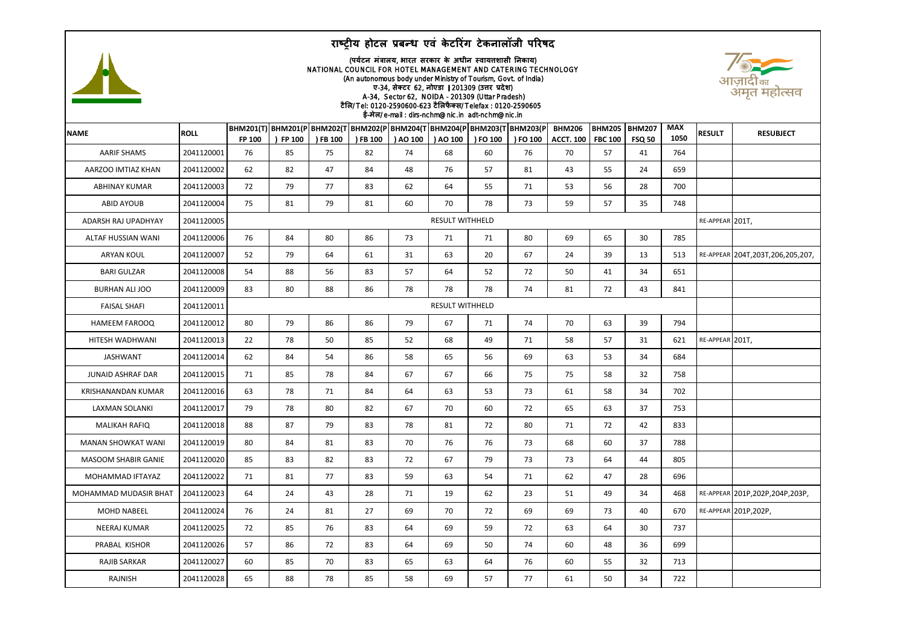# राष्ट्रीय होटल प्रबन्ध एवं केटरिंग टेकनालॉजी परिषद

(पर्यटन मंत्रालय, भारत सरकार के अधीन स्वायत्तशासी निकाय)
NATIONAL COUNCIL FOR HOTEL MANAGEMENT AND CATERING TECHNOLOGY
(An autonomous body under Ministry of Tourism, Govt. of India)
ए-34, सेक्टर 62, नौएडा ‖ 201309 (उत्तर प्रदेश)
A-34, Sector 62, NOIDA - 201309 (Uttar Pradesh)
टैलि/Tel: 0120-2590600-623 टैलिफैक्स/Telefax : 0120-2590605
ई-मेल/e-mail : dirs-nchm@nic.in adt-nchm@nic.in

| NAME | ROLL | BHM201(T) FP 100 | BHM201(P) FP 100 | BHM202(T) FB 100 | BHM202(P) FB 100 | BHM204(T) AO 100 | BHM204(P) AO 100 | BHM203(T) FO 100 | BHM203(P) FO 100 | BHM206 ACCT. 100 | BHM205 FBC 100 | BHM207 FSQ 50 | MAX 1050 | RESULT | RESUBJECT |
|---|---|---|---|---|---|---|---|---|---|---|---|---|---|---|---|
| AARIF SHAMS | 2041120001 | 76 | 85 | 75 | 82 | 74 | 68 | 60 | 76 | 70 | 57 | 41 | 764 | | |
| AARZOO IMTIAZ KHAN | 2041120002 | 62 | 82 | 47 | 84 | 48 | 76 | 57 | 81 | 43 | 55 | 24 | 659 | | |
| ABHINAY KUMAR | 2041120003 | 72 | 79 | 77 | 83 | 62 | 64 | 55 | 71 | 53 | 56 | 28 | 700 | | |
| ABID AYOUB | 2041120004 | 75 | 81 | 79 | 81 | 60 | 70 | 78 | 73 | 59 | 57 | 35 | 748 | | |
| ADARSH RAJ UPADHYAY | 2041120005 | RESULT WITHHELD | | | | | | | | | | | | RE-APPEAR | 201T, |
| ALTAF HUSSIAN WANI | 2041120006 | 76 | 84 | 80 | 86 | 73 | 71 | 71 | 80 | 69 | 65 | 30 | 785 | | |
| ARYAN KOUL | 2041120007 | 52 | 79 | 64 | 61 | 31 | 63 | 20 | 67 | 24 | 39 | 13 | 513 | RE-APPEAR | 204T,203T,206,205,207, |
| BARI GULZAR | 2041120008 | 54 | 88 | 56 | 83 | 57 | 64 | 52 | 72 | 50 | 41 | 34 | 651 | | |
| BURHAN ALI JOO | 2041120009 | 83 | 80 | 88 | 86 | 78 | 78 | 78 | 74 | 81 | 72 | 43 | 841 | | |
| FAISAL SHAFI | 2041120011 | RESULT WITHHELD | | | | | | | | | | | | | |
| HAMEEM FAROOQ | 2041120012 | 80 | 79 | 86 | 86 | 79 | 67 | 71 | 74 | 70 | 63 | 39 | 794 | | |
| HITESH WADHWANI | 2041120013 | 22 | 78 | 50 | 85 | 52 | 68 | 49 | 71 | 58 | 57 | 31 | 621 | RE-APPEAR | 201T, |
| JASHWANT | 2041120014 | 62 | 84 | 54 | 86 | 58 | 65 | 56 | 69 | 63 | 53 | 34 | 684 | | |
| JUNAID ASHRAF DAR | 2041120015 | 71 | 85 | 78 | 84 | 67 | 67 | 66 | 75 | 75 | 58 | 32 | 758 | | |
| KRISHANANDAN KUMAR | 2041120016 | 63 | 78 | 71 | 84 | 64 | 63 | 53 | 73 | 61 | 58 | 34 | 702 | | |
| LAXMAN SOLANKI | 2041120017 | 79 | 78 | 80 | 82 | 67 | 70 | 60 | 72 | 65 | 63 | 37 | 753 | | |
| MALIKAH RAFIQ | 2041120018 | 88 | 87 | 79 | 83 | 78 | 81 | 72 | 80 | 71 | 72 | 42 | 833 | | |
| MANAN SHOWKAT WANI | 2041120019 | 80 | 84 | 81 | 83 | 70 | 76 | 76 | 73 | 68 | 60 | 37 | 788 | | |
| MASOOM SHABIR GANIE | 2041120020 | 85 | 83 | 82 | 83 | 72 | 67 | 79 | 73 | 73 | 64 | 44 | 805 | | |
| MOHAMMAD IFTAYAZ | 2041120022 | 71 | 81 | 77 | 83 | 59 | 63 | 54 | 71 | 62 | 47 | 28 | 696 | | |
| MOHAMMAD MUDASIR BHAT | 2041120023 | 64 | 24 | 43 | 28 | 71 | 19 | 62 | 23 | 51 | 49 | 34 | 468 | RE-APPEAR | 201P,202P,204P,203P, |
| MOHD NABEEL | 2041120024 | 76 | 24 | 81 | 27 | 69 | 70 | 72 | 69 | 69 | 73 | 40 | 670 | RE-APPEAR | 201P,202P, |
| NEERAJ KUMAR | 2041120025 | 72 | 85 | 76 | 83 | 64 | 69 | 59 | 72 | 63 | 64 | 30 | 737 | | |
| PRABAL KISHOR | 2041120026 | 57 | 86 | 72 | 83 | 64 | 69 | 50 | 74 | 60 | 48 | 36 | 699 | | |
| RAJIB SARKAR | 2041120027 | 60 | 85 | 70 | 83 | 65 | 63 | 64 | 76 | 60 | 55 | 32 | 713 | | |
| RAJNISH | 2041120028 | 65 | 88 | 78 | 85 | 58 | 69 | 57 | 77 | 61 | 50 | 34 | 722 | | |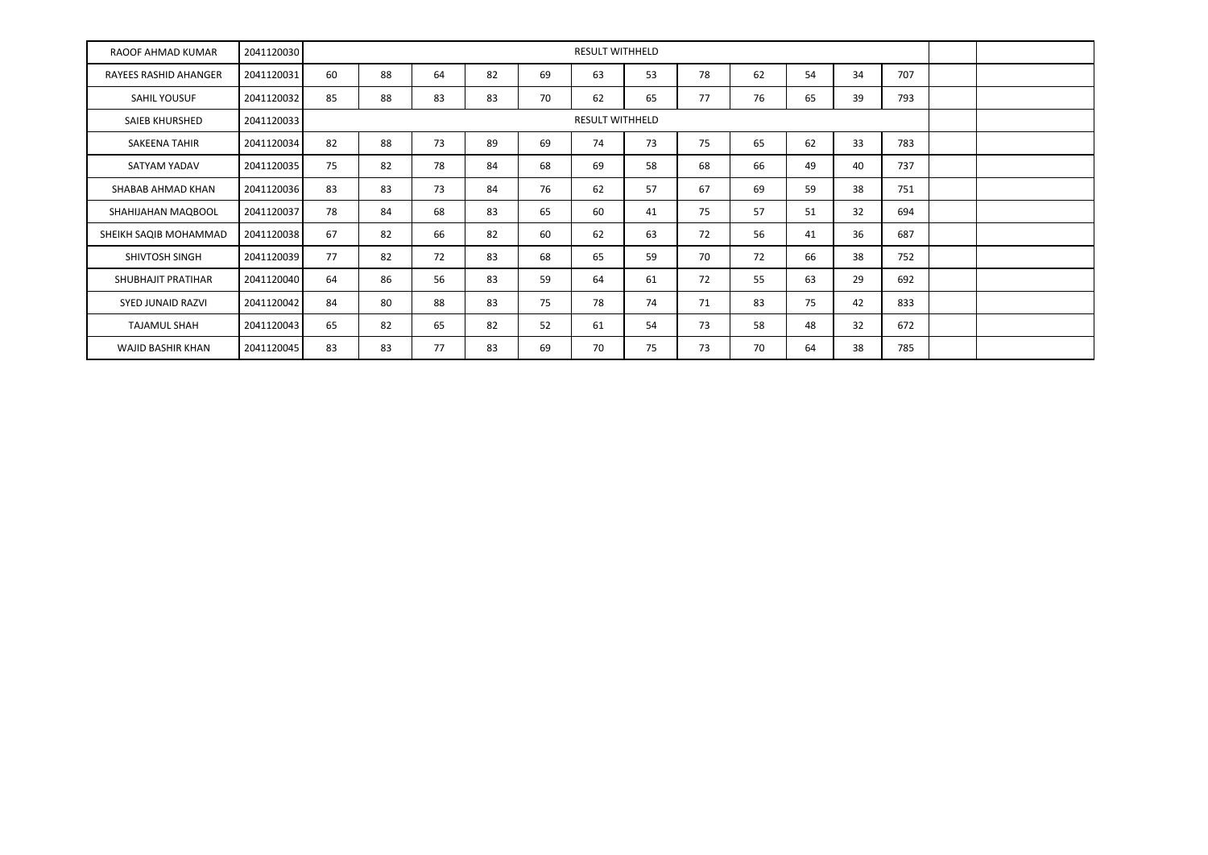| | | | | | | | | | | | | | | | |
|---|---|---|---|---|---|---|---|---|---|---|---|---|---|---|---|
| RAOOF AHMAD KUMAR | 2041120030 | RESULT WITHHELD | | | | | | | | | | | | | |
| RAYEES RASHID AHANGER | 2041120031 | 60 | 88 | 64 | 82 | 69 | 63 | 53 | 78 | 62 | 54 | 34 | 707 | | |
| SAHIL YOUSUF | 2041120032 | 85 | 88 | 83 | 83 | 70 | 62 | 65 | 77 | 76 | 65 | 39 | 793 | | |
| SAIEB KHURSHED | 2041120033 | RESULT WITHHELD | | | | | | | | | | | | | |
| SAKEENA TAHIR | 2041120034 | 82 | 88 | 73 | 89 | 69 | 74 | 73 | 75 | 65 | 62 | 33 | 783 | | |
| SATYAM YADAV | 2041120035 | 75 | 82 | 78 | 84 | 68 | 69 | 58 | 68 | 66 | 49 | 40 | 737 | | |
| SHABAB AHMAD KHAN | 2041120036 | 83 | 83 | 73 | 84 | 76 | 62 | 57 | 67 | 69 | 59 | 38 | 751 | | |
| SHAHIJAHAN MAQBOOL | 2041120037 | 78 | 84 | 68 | 83 | 65 | 60 | 41 | 75 | 57 | 51 | 32 | 694 | | |
| SHEIKH SAQIB MOHAMMAD | 2041120038 | 67 | 82 | 66 | 82 | 60 | 62 | 63 | 72 | 56 | 41 | 36 | 687 | | |
| SHIVTOSH SINGH | 2041120039 | 77 | 82 | 72 | 83 | 68 | 65 | 59 | 70 | 72 | 66 | 38 | 752 | | |
| SHUBHAJIT PRATIHAR | 2041120040 | 64 | 86 | 56 | 83 | 59 | 64 | 61 | 72 | 55 | 63 | 29 | 692 | | |
| SYED JUNAID RAZVI | 2041120042 | 84 | 80 | 88 | 83 | 75 | 78 | 74 | 71 | 83 | 75 | 42 | 833 | | |
| TAJAMUL SHAH | 2041120043 | 65 | 82 | 65 | 82 | 52 | 61 | 54 | 73 | 58 | 48 | 32 | 672 | | |
| WAJID BASHIR KHAN | 2041120045 | 83 | 83 | 77 | 83 | 69 | 70 | 75 | 73 | 70 | 64 | 38 | 785 | | |